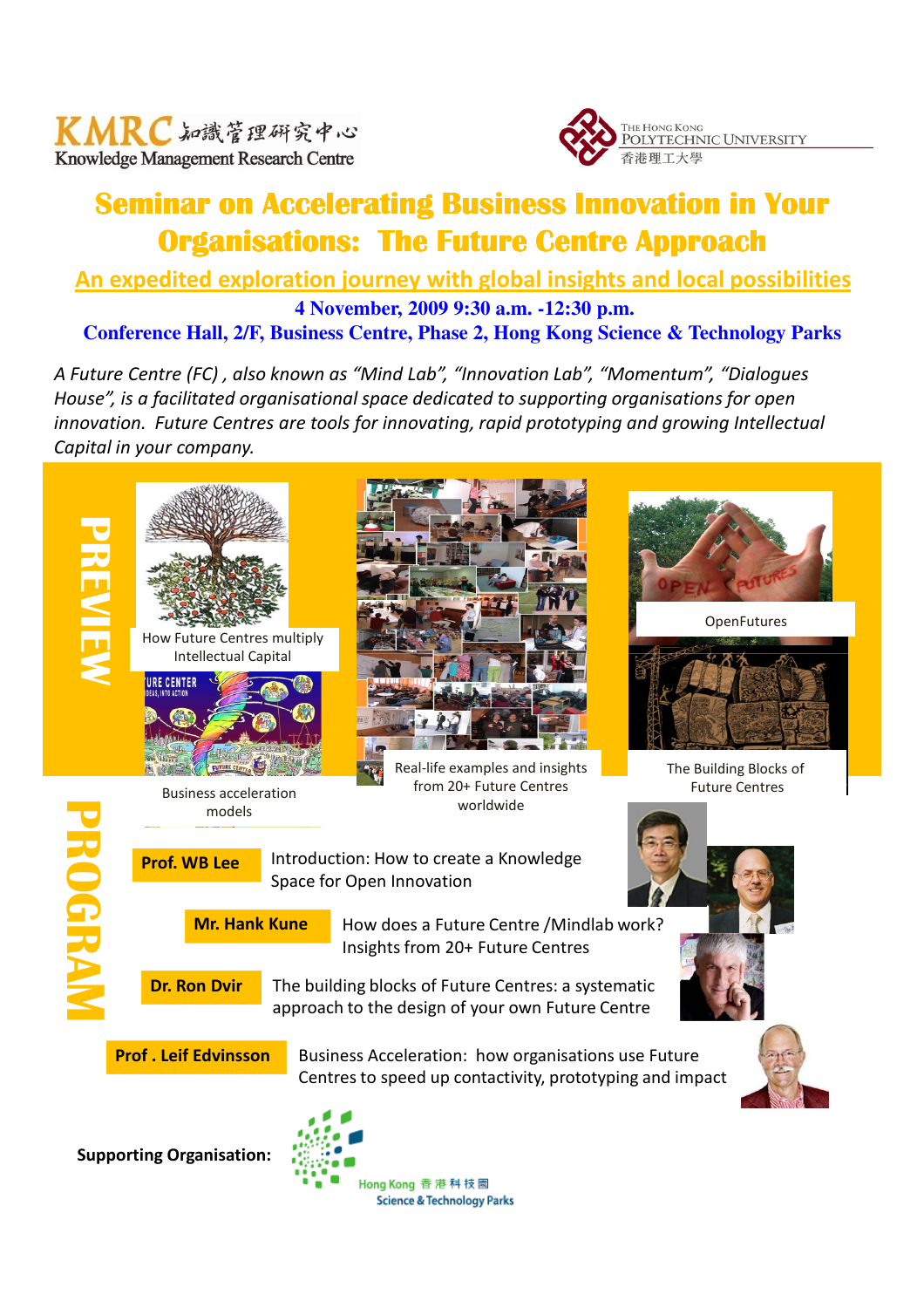KMRC 知識管理研究中心
Knowledge Management Research Centre

THE HONG KONG POLYTECHNIC UNIVERSITY
香港理工大學

# Seminar on Accelerating Business Innovation in Your Organisations: The Future Centre Approach

**An expedited exploration journey with global insights and local possibilities**

**4 November, 2009 9:30 a.m. -12:30 p.m.**

**Conference Hall, 2/F, Business Centre, Phase 2, Hong Kong Science & Technology Parks**

*A Future Centre (FC) , also known as "Mind Lab", "Innovation Lab", "Momentum", "Dialogues House", is a facilitated organisational space dedicated to supporting organisations for open innovation. Future Centres are tools for innovating, rapid prototyping and growing Intellectual Capital in your company.*

## PREVIEW

How Future Centres multiply Intellectual Capital

Business acceleration models

Real-life examples and insights from 20+ Future Centres worldwide

OpenFutures

The Building Blocks of Future Centres

## PROGRAM

**Prof. WB Lee** — Introduction: How to create a Knowledge Space for Open Innovation

**Mr. Hank Kune** — How does a Future Centre /Mindlab work? Insights from 20+ Future Centres

**Dr. Ron Dvir** — The building blocks of Future Centres: a systematic approach to the design of your own Future Centre

**Prof . Leif Edvinsson** — Business Acceleration: how organisations use Future Centres to speed up contactivity, prototyping and impact

**Supporting Organisation:** Hong Kong 香港科技園 Science & Technology Parks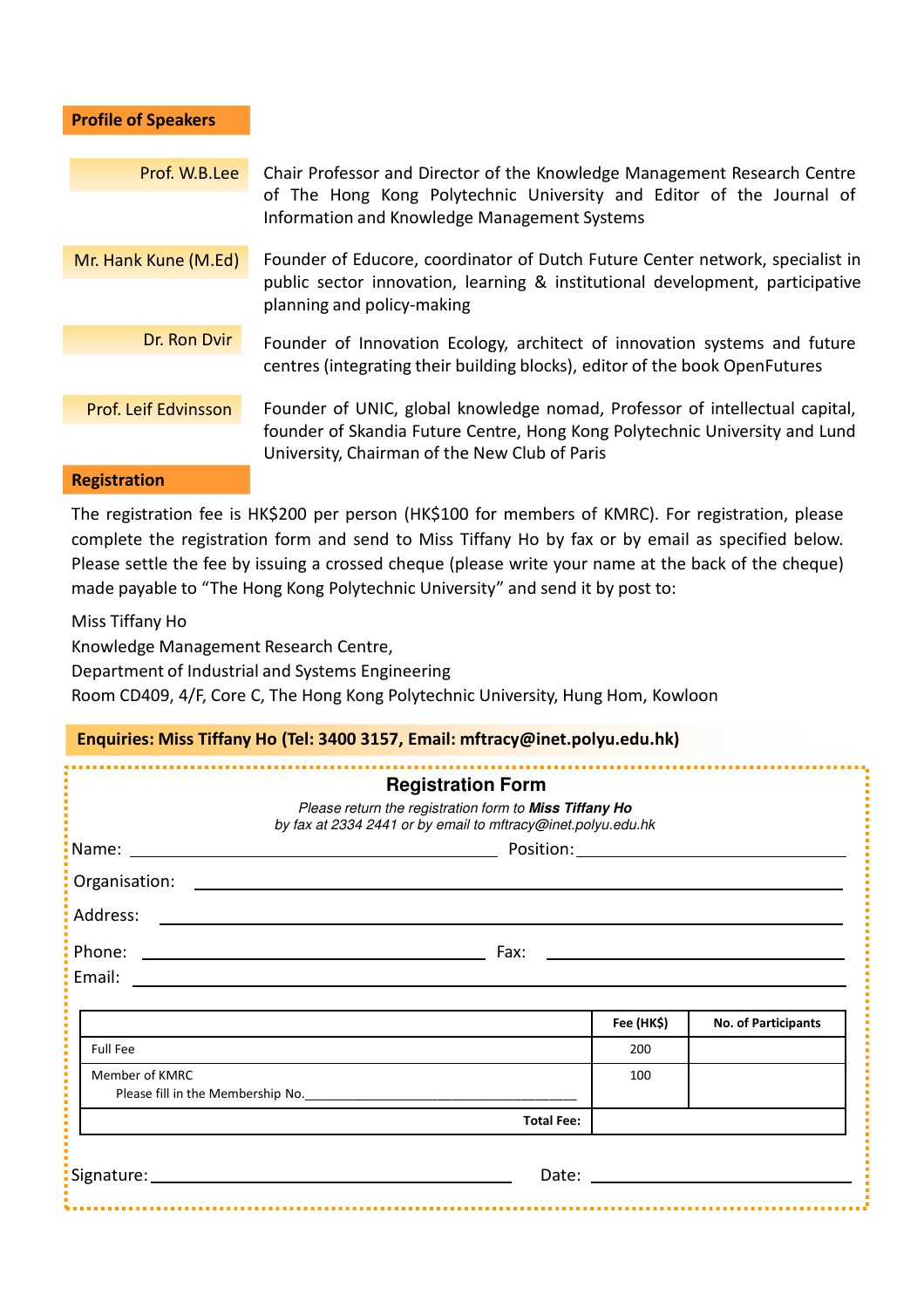## Profile of Speakers

| | |
|---|---|
| Prof. W.B.Lee | Chair Professor and Director of the Knowledge Management Research Centre of The Hong Kong Polytechnic University and Editor of the Journal of Information and Knowledge Management Systems |
| Mr. Hank Kune (M.Ed) | Founder of Educore, coordinator of Dutch Future Center network, specialist in public sector innovation, learning & institutional development, participative planning and policy-making |
| Dr. Ron Dvir | Founder of Innovation Ecology, architect of innovation systems and future centres (integrating their building blocks), editor of the book OpenFutures |
| Prof. Leif Edvinsson | Founder of UNIC, global knowledge nomad, Professor of intellectual capital, founder of Skandia Future Centre, Hong Kong Polytechnic University and Lund University, Chairman of the New Club of Paris |

## Registration

The registration fee is HK$200 per person (HK$100 for members of KMRC). For registration, please complete the registration form and send to Miss Tiffany Ho by fax or by email as specified below. Please settle the fee by issuing a crossed cheque (please write your name at the back of the cheque) made payable to "The Hong Kong Polytechnic University" and send it by post to:

Miss Tiffany Ho
Knowledge Management Research Centre,
Department of Industrial and Systems Engineering
Room CD409, 4/F, Core C, The Hong Kong Polytechnic University, Hung Hom, Kowloon

**Enquiries: Miss Tiffany Ho (Tel: 3400 3157, Email: mftracy@inet.polyu.edu.hk)**

## Registration Form

*Please return the registration form to **Miss Tiffany Ho***
*by fax at 2334 2441 or by email to mftracy@inet.polyu.edu.hk*

Name: ______________________ Position: ______________________

Organisation: ______________________

Address: ______________________

Phone: ______________________ Fax: ______________________

Email: ______________________

| | Fee (HK$) | No. of Participants |
|---|---|---|
| Full Fee | 200 | |
| Member of KMRC<br>Please fill in the Membership No.______________________ | 100 | |
| **Total Fee:** | | |

Signature: ______________________ Date: ______________________